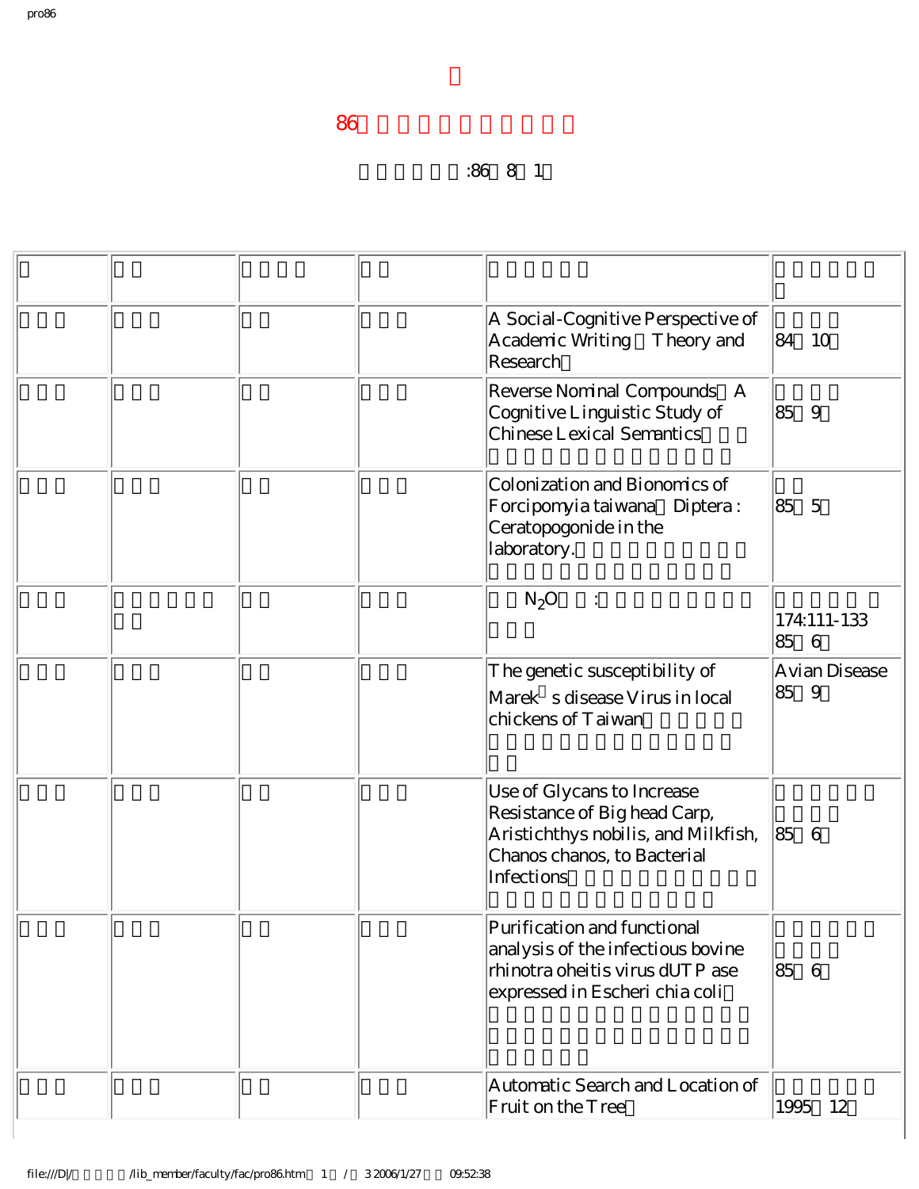# 86

:86 8 1

| | | | | | |
|---|---|---|---|---|---|
| | | | | A Social-Cognitive Perspective of Academic Writing Theory and Research | 84 10 |
| | | | | Reverse Nominal Compounds A Cognitive Linguistic Study of Chinese Lexical Semantics | 85 9 |
| | | | | Colonization and Bionomics of Forcipomyia taiwana Diptera : Ceratopogonide in the laboratory. | 85 5 |
| | | | | $N_2O$ : | 174:111-133 85 6 |
| | | | | The genetic susceptibility of Marek s disease Virus in local chickens of Taiwan | Avian Disease 85 9 |
| | | | | Use of Glycans to Increase Resistance of Big head Carp, Aristichthys nobilis, and Milkfish, Chanos chanos, to Bacterial Infections | 85 6 |
| | | | | Purification and functional analysis of the infectious bovine rhinotra oheitis virus dUTP ase expressed in Escheri chia coli | 85 6 |
| | | | | Automatic Search and Location of Fruit on the Tree | 1995 12 |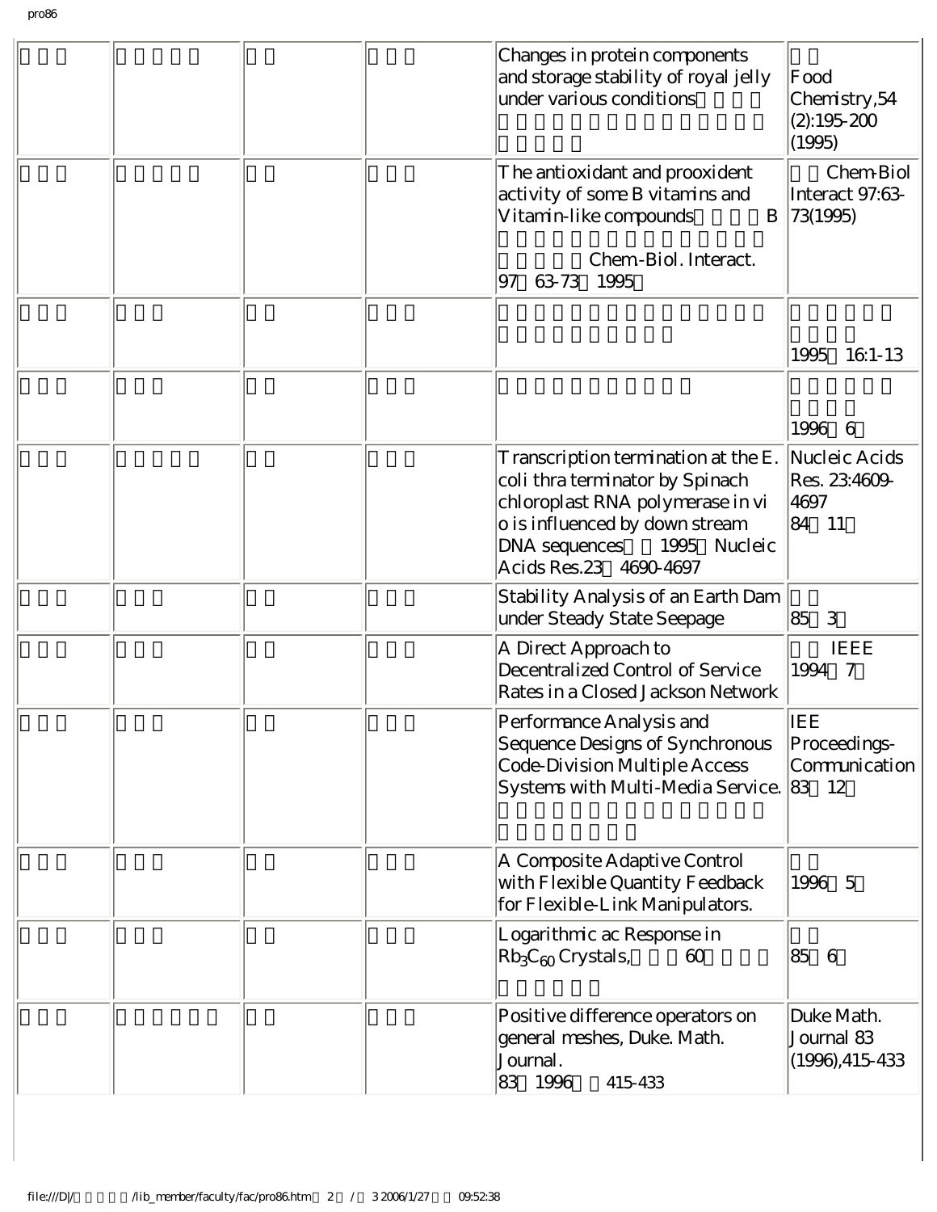| | | | | | |
|---|---|---|---|---|---|
| | | | | Changes in protein components and storage stability of royal jelly under various conditions | Food Chemistry,54 (2):195-200 (1995) |
| | | | | The antioxidant and prooxident activity of some B vitamins and Vitamin-like compounds B Chem-Biol. Interact. 97 63-73 1995 | Chem-Biol Interact 97:63-73(1995) |
| | | | | | 1995 16:1-13 |
| | | | | | 1996 6 |
| | | | | Transcription termination at the E. coli thra terminator by Spinach chloroplast RNA polymerase in vi o is influenced by down stream DNA sequences 1995 Nucleic Acids Res.23 4690-4697 | Nucleic Acids Res. 23:4609-4697 84 11 |
| | | | | Stability Analysis of an Earth Dam under Steady State Seepage | 85 3 |
| | | | | A Direct Approach to Decentralized Control of Service Rates in a Closed Jackson Network | IEEE 1994 7 |
| | | | | Performance Analysis and Sequence Designs of Synchronous Code-Division Multiple Access Systems with Multi-Media Service. | IEE Proceedings-Communication 83 12 |
| | | | | A Composite Adaptive Control with Flexible Quantity Feedback for Flexible-Link Manipulators. | 1996 5 |
| | | | | Logarithmic ac Response in $Rb_3C_{60}$ Crystals, 60 | 85 6 |
| | | | | Positive difference operators on general meshes, Duke. Math. Journal. 83 1996 415-433 | Duke Math. Journal 83 (1996),415-433 |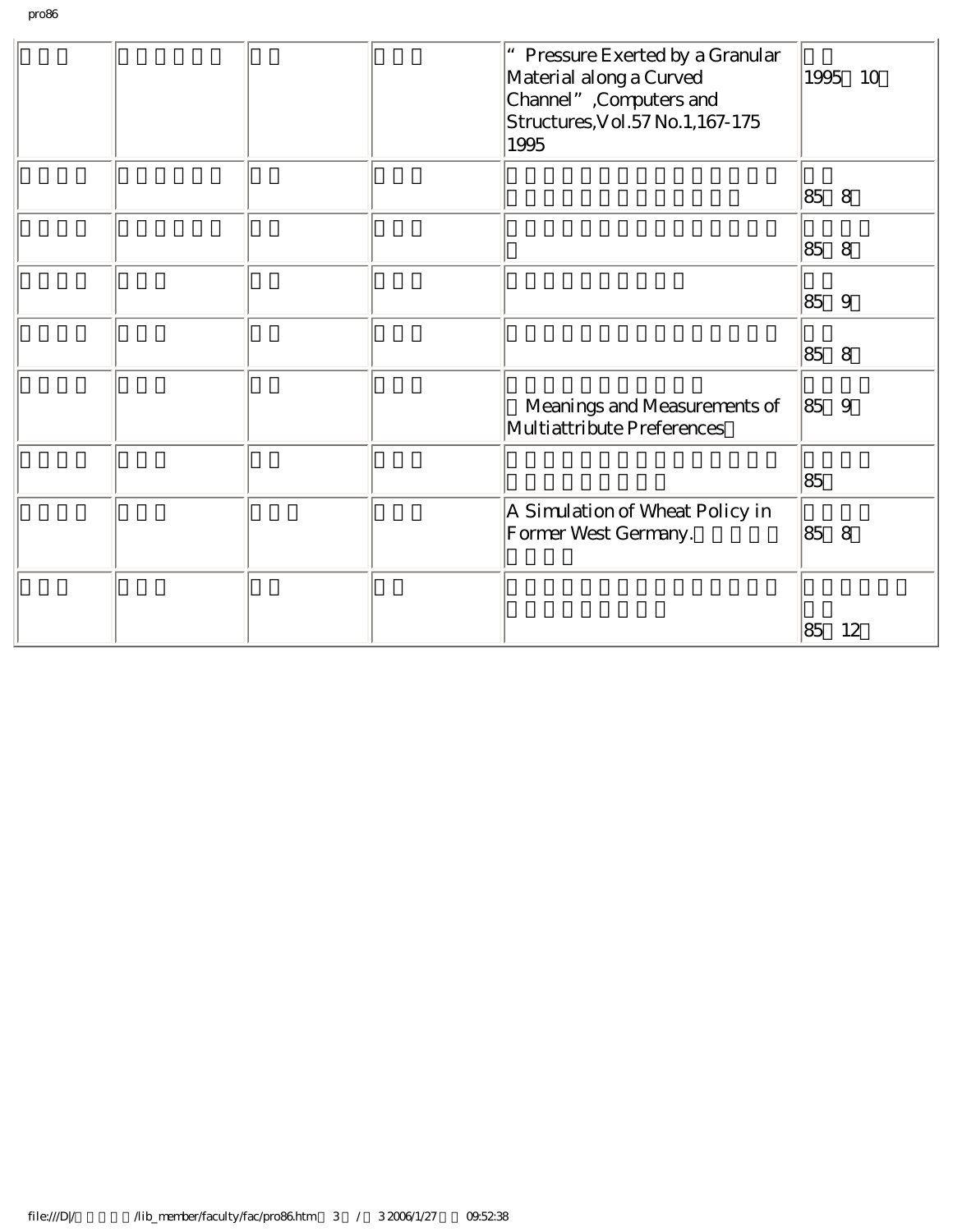| | | | | | |
|---|---|---|---|---|---|
| | | | | “ Pressure Exerted by a Granular Material along a Curved Channel”,Computers and Structures,Vol.57 No.1,167-175 1995 | 1995 10 |
| | | | | | 85 8 |
| | | | | | 85 8 |
| | | | | | 85 9 |
| | | | | | 85 8 |
| | | | | Meanings and Measurements of Multiattribute Preferences | 85 9 |
| | | | | | 85 |
| | | | | A Simulation of Wheat Policy in Former West Germany. | 85 8 |
| | | | | | 85 12 |